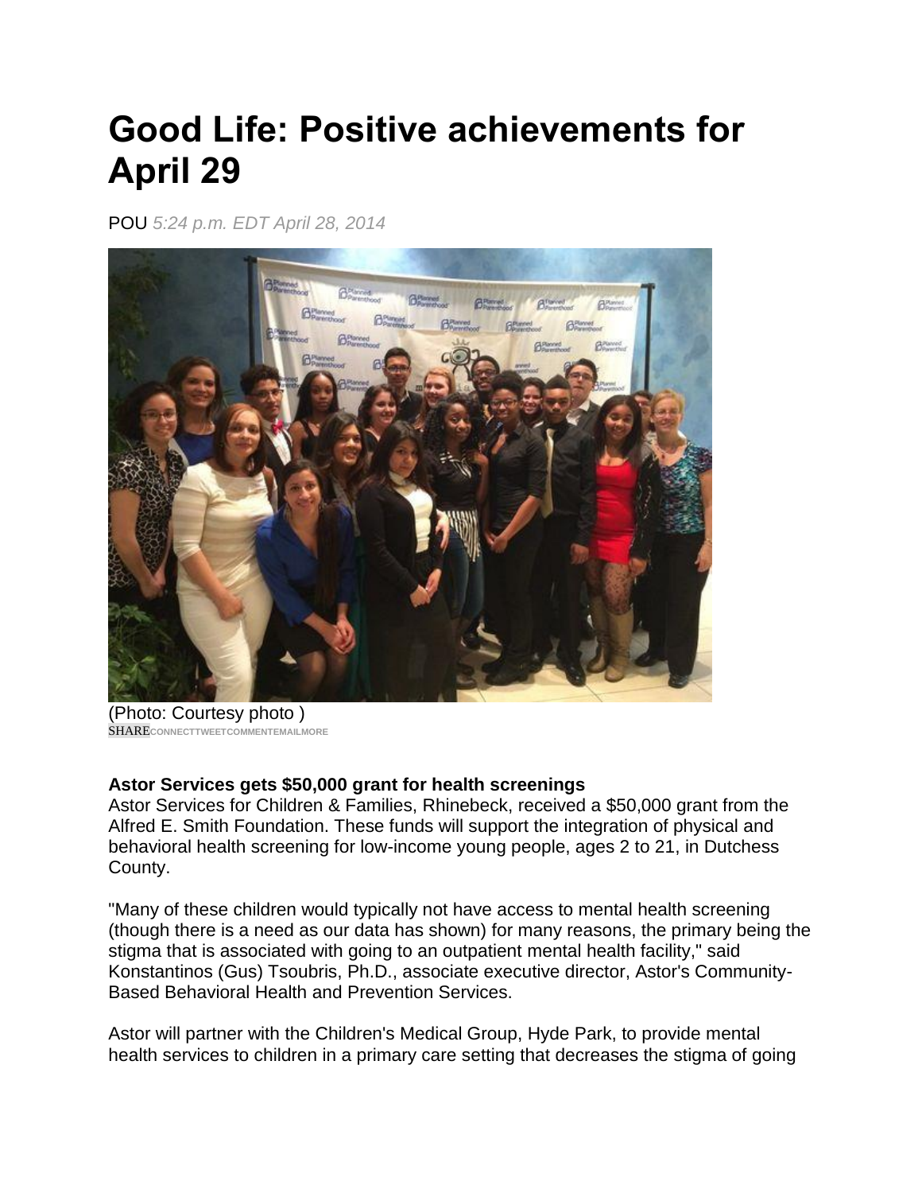# Good Life: Positive achievements for April 29

POU *5:24 p.m. EDT April 28, 2014*

(Photo: Courtesy photo )

SHARECONNECTTWEETCOMMENTEMAILMORE

**Astor Services gets $50,000 grant for health screenings**

Astor Services for Children & Families, Rhinebeck, received a $50,000 grant from the Alfred E. Smith Foundation. These funds will support the integration of physical and behavioral health screening for low-income young people, ages 2 to 21, in Dutchess County.

"Many of these children would typically not have access to mental health screening (though there is a need as our data has shown) for many reasons, the primary being the stigma that is associated with going to an outpatient mental health facility," said Konstantinos (Gus) Tsoubris, Ph.D., associate executive director, Astor's Community-Based Behavioral Health and Prevention Services.

Astor will partner with the Children's Medical Group, Hyde Park, to provide mental health services to children in a primary care setting that decreases the stigma of going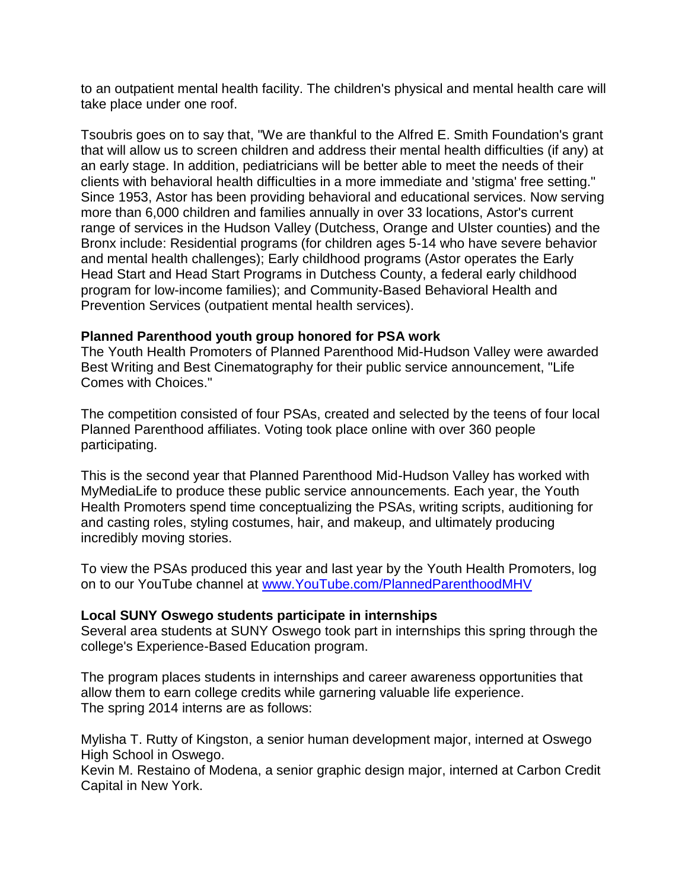to an outpatient mental health facility. The children's physical and mental health care will take place under one roof.

Tsoubris goes on to say that, "We are thankful to the Alfred E. Smith Foundation's grant that will allow us to screen children and address their mental health difficulties (if any) at an early stage. In addition, pediatricians will be better able to meet the needs of their clients with behavioral health difficulties in a more immediate and 'stigma' free setting." Since 1953, Astor has been providing behavioral and educational services. Now serving more than 6,000 children and families annually in over 33 locations, Astor's current range of services in the Hudson Valley (Dutchess, Orange and Ulster counties) and the Bronx include: Residential programs (for children ages 5-14 who have severe behavior and mental health challenges); Early childhood programs (Astor operates the Early Head Start and Head Start Programs in Dutchess County, a federal early childhood program for low-income families); and Community-Based Behavioral Health and Prevention Services (outpatient mental health services).

**Planned Parenthood youth group honored for PSA work**
The Youth Health Promoters of Planned Parenthood Mid-Hudson Valley were awarded Best Writing and Best Cinematography for their public service announcement, "Life Comes with Choices."

The competition consisted of four PSAs, created and selected by the teens of four local Planned Parenthood affiliates. Voting took place online with over 360 people participating.

This is the second year that Planned Parenthood Mid-Hudson Valley has worked with MyMediaLife to produce these public service announcements. Each year, the Youth Health Promoters spend time conceptualizing the PSAs, writing scripts, auditioning for and casting roles, styling costumes, hair, and makeup, and ultimately producing incredibly moving stories.

To view the PSAs produced this year and last year by the Youth Health Promoters, log on to our YouTube channel at [www.YouTube.com/PlannedParenthoodMHV](www.YouTube.com/PlannedParenthoodMHV)

**Local SUNY Oswego students participate in internships**
Several area students at SUNY Oswego took part in internships this spring through the college's Experience-Based Education program.

The program places students in internships and career awareness opportunities that allow them to earn college credits while garnering valuable life experience.
The spring 2014 interns are as follows:

Mylisha T. Rutty of Kingston, a senior human development major, interned at Oswego High School in Oswego.
Kevin M. Restaino of Modena, a senior graphic design major, interned at Carbon Credit Capital in New York.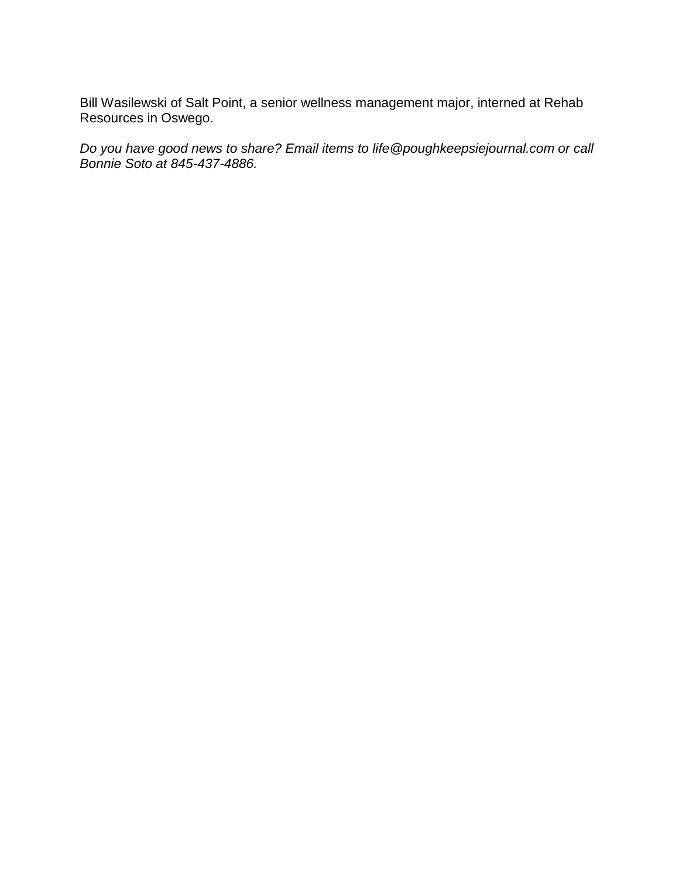Bill Wasilewski of Salt Point, a senior wellness management major, interned at Rehab Resources in Oswego.

*Do you have good news to share? Email items to life@poughkeepsiejournal.com or call Bonnie Soto at 845-437-4886.*